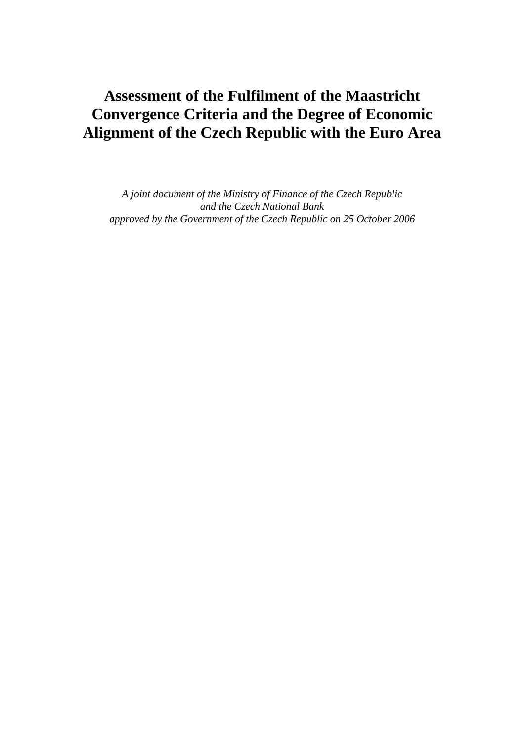# Assessment of the Fulfilment of the Maastricht Convergence Criteria and the Degree of Economic Alignment of the Czech Republic with the Euro Area

*A joint document of the Ministry of Finance of the Czech Republic and the Czech National Bank approved by the Government of the Czech Republic on 25 October 2006*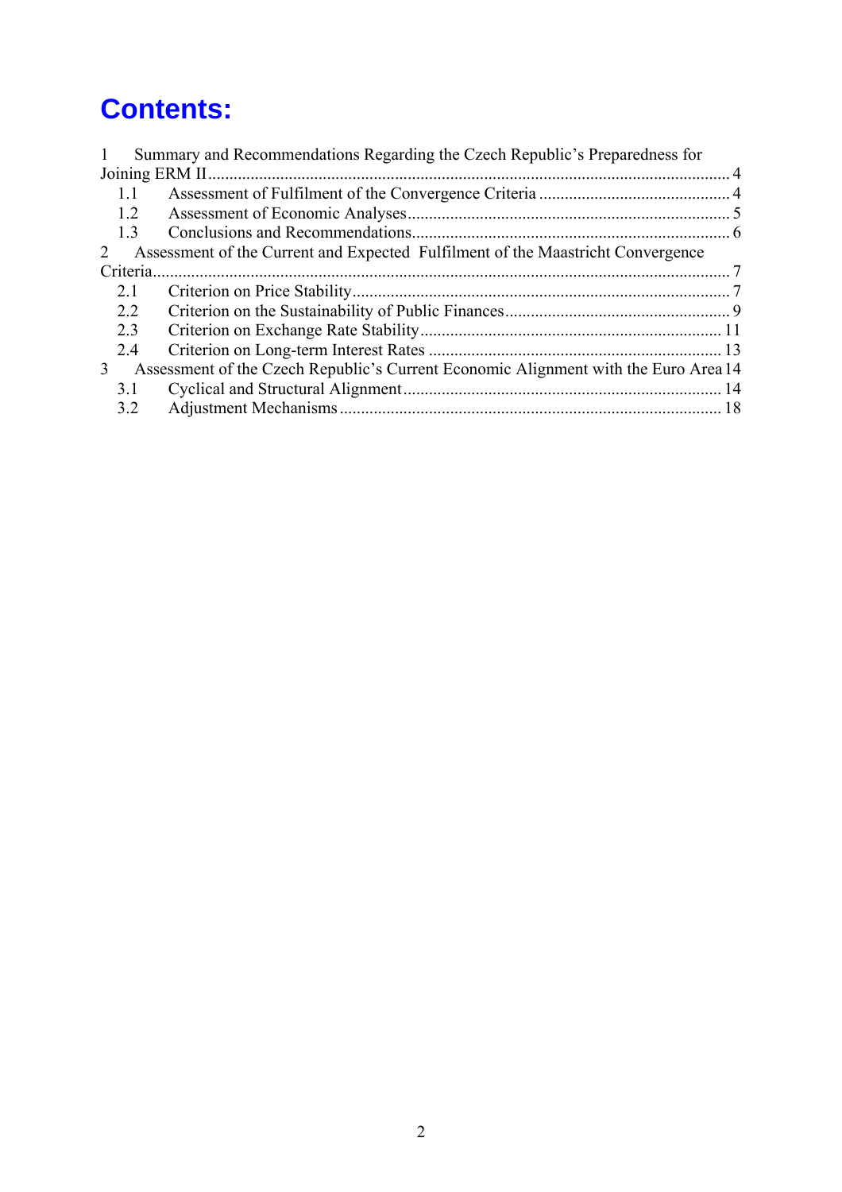# Contents:

1 Summary and Recommendations Regarding the Czech Republic's Preparedness for Joining ERM II ..... 4
- 1.1 Assessment of Fulfilment of the Convergence Criteria ..... 4
- 1.2 Assessment of Economic Analyses ..... 5
- 1.3 Conclusions and Recommendations ..... 6

2 Assessment of the Current and Expected Fulfilment of the Maastricht Convergence Criteria ..... 7
- 2.1 Criterion on Price Stability ..... 7
- 2.2 Criterion on the Sustainability of Public Finances ..... 9
- 2.3 Criterion on Exchange Rate Stability ..... 11
- 2.4 Criterion on Long-term Interest Rates ..... 13

3 Assessment of the Czech Republic's Current Economic Alignment with the Euro Area ..... 14
- 3.1 Cyclical and Structural Alignment ..... 14
- 3.2 Adjustment Mechanisms ..... 18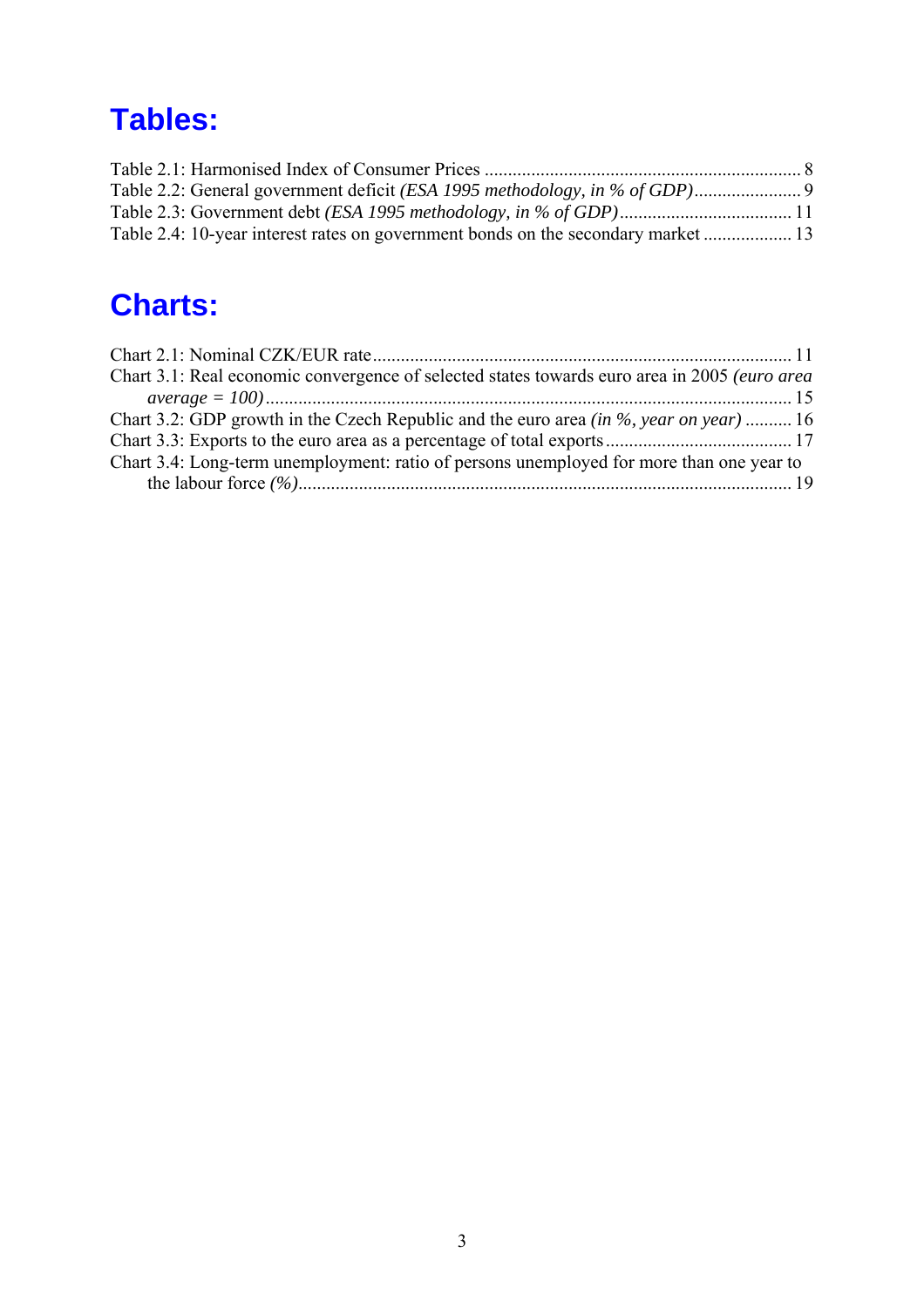# Tables:

Table 2.1: Harmonised Index of Consumer Prices ...................................................................... 8
Table 2.2: General government deficit *(ESA 1995 methodology, in % of GDP)*....................... 9
Table 2.3: Government debt *(ESA 1995 methodology, in % of GDP)*..................................... 11
Table 2.4: 10-year interest rates on government bonds on the secondary market ................... 13

# Charts:

Chart 2.1: Nominal CZK/EUR rate......................................................................................... 11
Chart 3.1: Real economic convergence of selected states towards euro area in 2005 *(euro area average = 100)*................................................................................................................ 15
Chart 3.2: GDP growth in the Czech Republic and the euro area *(in %, year on year)* .......... 16
Chart 3.3: Exports to the euro area as a percentage of total exports........................................ 17
Chart 3.4: Long-term unemployment: ratio of persons unemployed for more than one year to the labour force *(%)*......................................................................................................... 19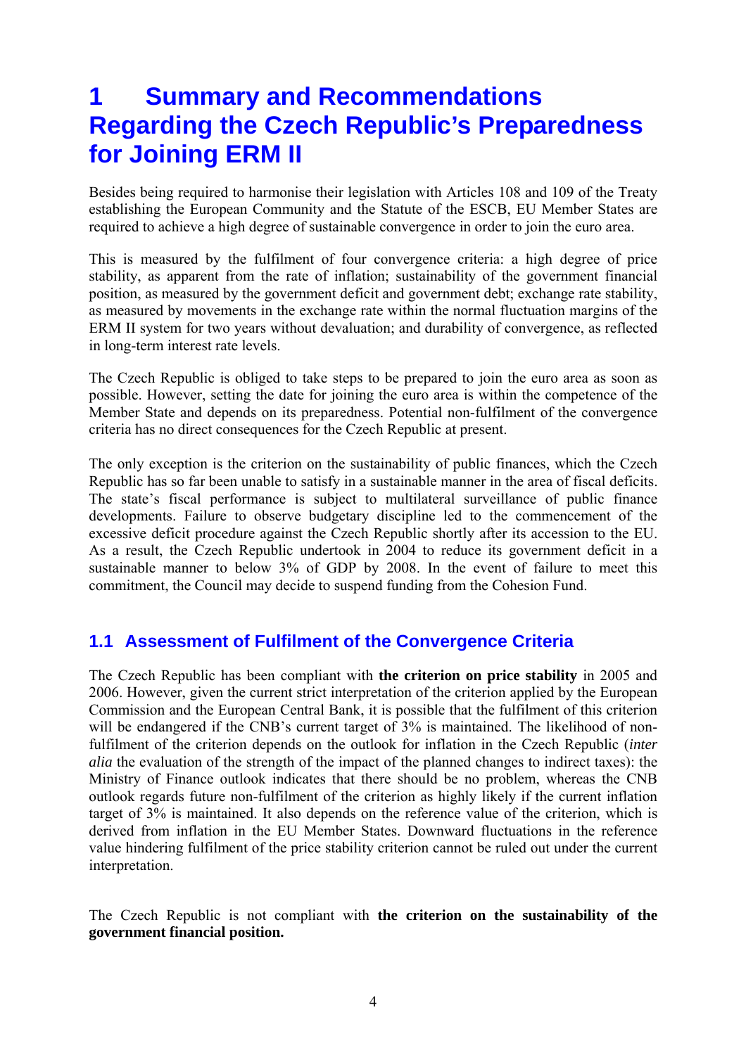# 1 Summary and Recommendations Regarding the Czech Republic's Preparedness for Joining ERM II

Besides being required to harmonise their legislation with Articles 108 and 109 of the Treaty establishing the European Community and the Statute of the ESCB, EU Member States are required to achieve a high degree of sustainable convergence in order to join the euro area.

This is measured by the fulfilment of four convergence criteria: a high degree of price stability, as apparent from the rate of inflation; sustainability of the government financial position, as measured by the government deficit and government debt; exchange rate stability, as measured by movements in the exchange rate within the normal fluctuation margins of the ERM II system for two years without devaluation; and durability of convergence, as reflected in long-term interest rate levels.

The Czech Republic is obliged to take steps to be prepared to join the euro area as soon as possible. However, setting the date for joining the euro area is within the competence of the Member State and depends on its preparedness. Potential non-fulfilment of the convergence criteria has no direct consequences for the Czech Republic at present.

The only exception is the criterion on the sustainability of public finances, which the Czech Republic has so far been unable to satisfy in a sustainable manner in the area of fiscal deficits. The state's fiscal performance is subject to multilateral surveillance of public finance developments. Failure to observe budgetary discipline led to the commencement of the excessive deficit procedure against the Czech Republic shortly after its accession to the EU. As a result, the Czech Republic undertook in 2004 to reduce its government deficit in a sustainable manner to below 3% of GDP by 2008. In the event of failure to meet this commitment, the Council may decide to suspend funding from the Cohesion Fund.

## 1.1 Assessment of Fulfilment of the Convergence Criteria

The Czech Republic has been compliant with **the criterion on price stability** in 2005 and 2006. However, given the current strict interpretation of the criterion applied by the European Commission and the European Central Bank, it is possible that the fulfilment of this criterion will be endangered if the CNB's current target of 3% is maintained. The likelihood of non-fulfilment of the criterion depends on the outlook for inflation in the Czech Republic (*inter alia* the evaluation of the strength of the impact of the planned changes to indirect taxes): the Ministry of Finance outlook indicates that there should be no problem, whereas the CNB outlook regards future non-fulfilment of the criterion as highly likely if the current inflation target of 3% is maintained. It also depends on the reference value of the criterion, which is derived from inflation in the EU Member States. Downward fluctuations in the reference value hindering fulfilment of the price stability criterion cannot be ruled out under the current interpretation.

The Czech Republic is not compliant with **the criterion on the sustainability of the government financial position.**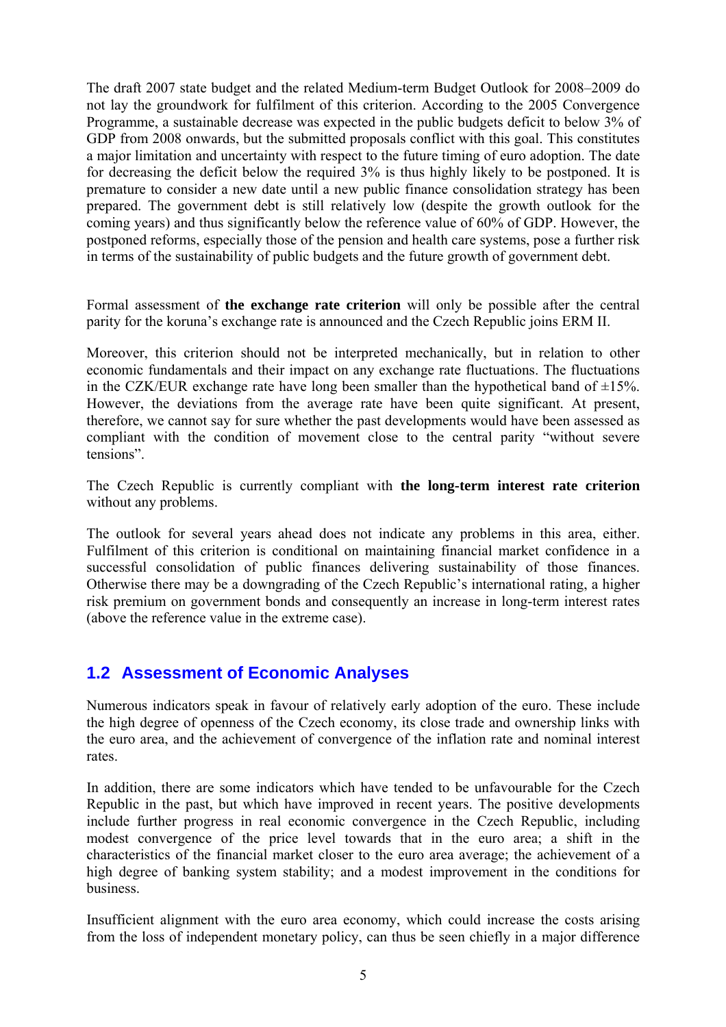The draft 2007 state budget and the related Medium-term Budget Outlook for 2008–2009 do not lay the groundwork for fulfilment of this criterion. According to the 2005 Convergence Programme, a sustainable decrease was expected in the public budgets deficit to below 3% of GDP from 2008 onwards, but the submitted proposals conflict with this goal. This constitutes a major limitation and uncertainty with respect to the future timing of euro adoption. The date for decreasing the deficit below the required 3% is thus highly likely to be postponed. It is premature to consider a new date until a new public finance consolidation strategy has been prepared. The government debt is still relatively low (despite the growth outlook for the coming years) and thus significantly below the reference value of 60% of GDP. However, the postponed reforms, especially those of the pension and health care systems, pose a further risk in terms of the sustainability of public budgets and the future growth of government debt.

Formal assessment of **the exchange rate criterion** will only be possible after the central parity for the koruna's exchange rate is announced and the Czech Republic joins ERM II.

Moreover, this criterion should not be interpreted mechanically, but in relation to other economic fundamentals and their impact on any exchange rate fluctuations. The fluctuations in the CZK/EUR exchange rate have long been smaller than the hypothetical band of ±15%. However, the deviations from the average rate have been quite significant. At present, therefore, we cannot say for sure whether the past developments would have been assessed as compliant with the condition of movement close to the central parity "without severe tensions".

The Czech Republic is currently compliant with **the long-term interest rate criterion** without any problems.

The outlook for several years ahead does not indicate any problems in this area, either. Fulfilment of this criterion is conditional on maintaining financial market confidence in a successful consolidation of public finances delivering sustainability of those finances. Otherwise there may be a downgrading of the Czech Republic's international rating, a higher risk premium on government bonds and consequently an increase in long-term interest rates (above the reference value in the extreme case).

## 1.2 Assessment of Economic Analyses

Numerous indicators speak in favour of relatively early adoption of the euro. These include the high degree of openness of the Czech economy, its close trade and ownership links with the euro area, and the achievement of convergence of the inflation rate and nominal interest rates.

In addition, there are some indicators which have tended to be unfavourable for the Czech Republic in the past, but which have improved in recent years. The positive developments include further progress in real economic convergence in the Czech Republic, including modest convergence of the price level towards that in the euro area; a shift in the characteristics of the financial market closer to the euro area average; the achievement of a high degree of banking system stability; and a modest improvement in the conditions for business.

Insufficient alignment with the euro area economy, which could increase the costs arising from the loss of independent monetary policy, can thus be seen chiefly in a major difference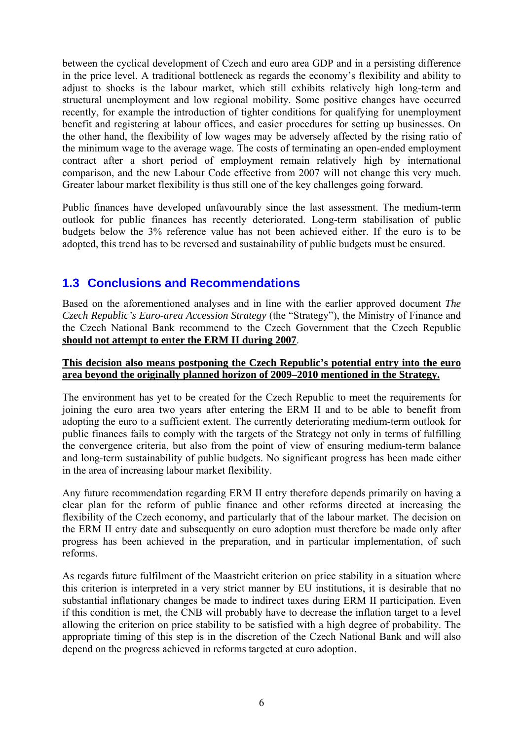between the cyclical development of Czech and euro area GDP and in a persisting difference in the price level. A traditional bottleneck as regards the economy's flexibility and ability to adjust to shocks is the labour market, which still exhibits relatively high long-term and structural unemployment and low regional mobility. Some positive changes have occurred recently, for example the introduction of tighter conditions for qualifying for unemployment benefit and registering at labour offices, and easier procedures for setting up businesses. On the other hand, the flexibility of low wages may be adversely affected by the rising ratio of the minimum wage to the average wage. The costs of terminating an open-ended employment contract after a short period of employment remain relatively high by international comparison, and the new Labour Code effective from 2007 will not change this very much. Greater labour market flexibility is thus still one of the key challenges going forward.

Public finances have developed unfavourably since the last assessment. The medium-term outlook for public finances has recently deteriorated. Long-term stabilisation of public budgets below the 3% reference value has not been achieved either. If the euro is to be adopted, this trend has to be reversed and sustainability of public budgets must be ensured.

## 1.3 Conclusions and Recommendations

Based on the aforementioned analyses and in line with the earlier approved document *The Czech Republic's Euro-area Accession Strategy* (the "Strategy"), the Ministry of Finance and the Czech National Bank recommend to the Czech Government that the Czech Republic **should not attempt to enter the ERM II during 2007**.

**This decision also means postponing the Czech Republic's potential entry into the euro area beyond the originally planned horizon of 2009–2010 mentioned in the Strategy.**

The environment has yet to be created for the Czech Republic to meet the requirements for joining the euro area two years after entering the ERM II and to be able to benefit from adopting the euro to a sufficient extent. The currently deteriorating medium-term outlook for public finances fails to comply with the targets of the Strategy not only in terms of fulfilling the convergence criteria, but also from the point of view of ensuring medium-term balance and long-term sustainability of public budgets. No significant progress has been made either in the area of increasing labour market flexibility.

Any future recommendation regarding ERM II entry therefore depends primarily on having a clear plan for the reform of public finance and other reforms directed at increasing the flexibility of the Czech economy, and particularly that of the labour market. The decision on the ERM II entry date and subsequently on euro adoption must therefore be made only after progress has been achieved in the preparation, and in particular implementation, of such reforms.

As regards future fulfilment of the Maastricht criterion on price stability in a situation where this criterion is interpreted in a very strict manner by EU institutions, it is desirable that no substantial inflationary changes be made to indirect taxes during ERM II participation. Even if this condition is met, the CNB will probably have to decrease the inflation target to a level allowing the criterion on price stability to be satisfied with a high degree of probability. The appropriate timing of this step is in the discretion of the Czech National Bank and will also depend on the progress achieved in reforms targeted at euro adoption.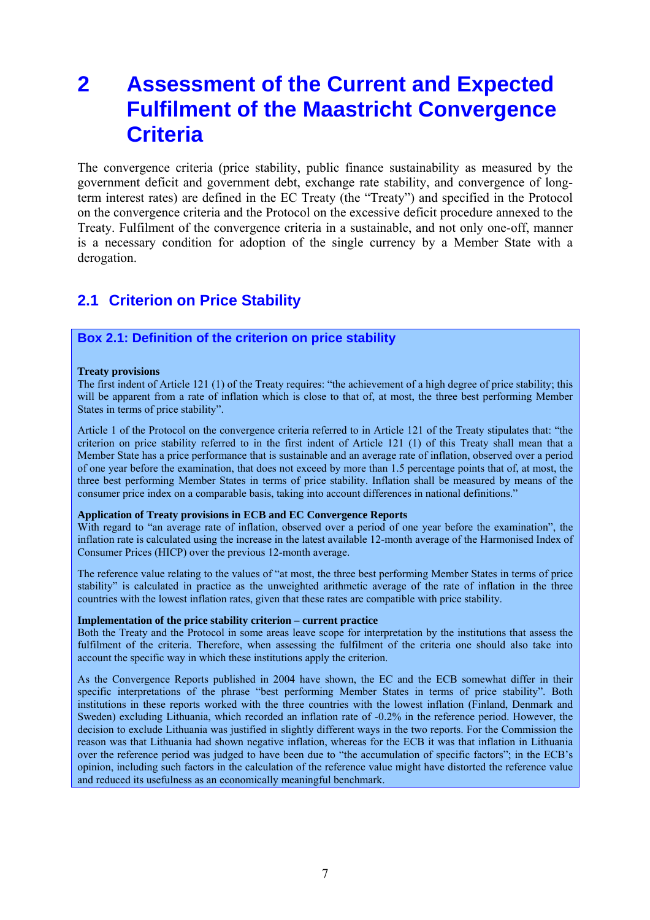# 2 Assessment of the Current and Expected Fulfilment of the Maastricht Convergence Criteria

The convergence criteria (price stability, public finance sustainability as measured by the government deficit and government debt, exchange rate stability, and convergence of long-term interest rates) are defined in the EC Treaty (the "Treaty") and specified in the Protocol on the convergence criteria and the Protocol on the excessive deficit procedure annexed to the Treaty. Fulfilment of the convergence criteria in a sustainable, and not only one-off, manner is a necessary condition for adoption of the single currency by a Member State with a derogation.

## 2.1 Criterion on Price Stability

### Box 2.1: Definition of the criterion on price stability

**Treaty provisions**

The first indent of Article 121 (1) of the Treaty requires: "the achievement of a high degree of price stability; this will be apparent from a rate of inflation which is close to that of, at most, the three best performing Member States in terms of price stability".

Article 1 of the Protocol on the convergence criteria referred to in Article 121 of the Treaty stipulates that: "the criterion on price stability referred to in the first indent of Article 121 (1) of this Treaty shall mean that a Member State has a price performance that is sustainable and an average rate of inflation, observed over a period of one year before the examination, that does not exceed by more than 1.5 percentage points that of, at most, the three best performing Member States in terms of price stability. Inflation shall be measured by means of the consumer price index on a comparable basis, taking into account differences in national definitions."

**Application of Treaty provisions in ECB and EC Convergence Reports**

With regard to "an average rate of inflation, observed over a period of one year before the examination", the inflation rate is calculated using the increase in the latest available 12-month average of the Harmonised Index of Consumer Prices (HICP) over the previous 12-month average.

The reference value relating to the values of "at most, the three best performing Member States in terms of price stability" is calculated in practice as the unweighted arithmetic average of the rate of inflation in the three countries with the lowest inflation rates, given that these rates are compatible with price stability.

**Implementation of the price stability criterion – current practice**

Both the Treaty and the Protocol in some areas leave scope for interpretation by the institutions that assess the fulfilment of the criteria. Therefore, when assessing the fulfilment of the criteria one should also take into account the specific way in which these institutions apply the criterion.

As the Convergence Reports published in 2004 have shown, the EC and the ECB somewhat differ in their specific interpretations of the phrase "best performing Member States in terms of price stability". Both institutions in these reports worked with the three countries with the lowest inflation (Finland, Denmark and Sweden) excluding Lithuania, which recorded an inflation rate of -0.2% in the reference period. However, the decision to exclude Lithuania was justified in slightly different ways in the two reports. For the Commission the reason was that Lithuania had shown negative inflation, whereas for the ECB it was that inflation in Lithuania over the reference period was judged to have been due to "the accumulation of specific factors"; in the ECB's opinion, including such factors in the calculation of the reference value might have distorted the reference value and reduced its usefulness as an economically meaningful benchmark.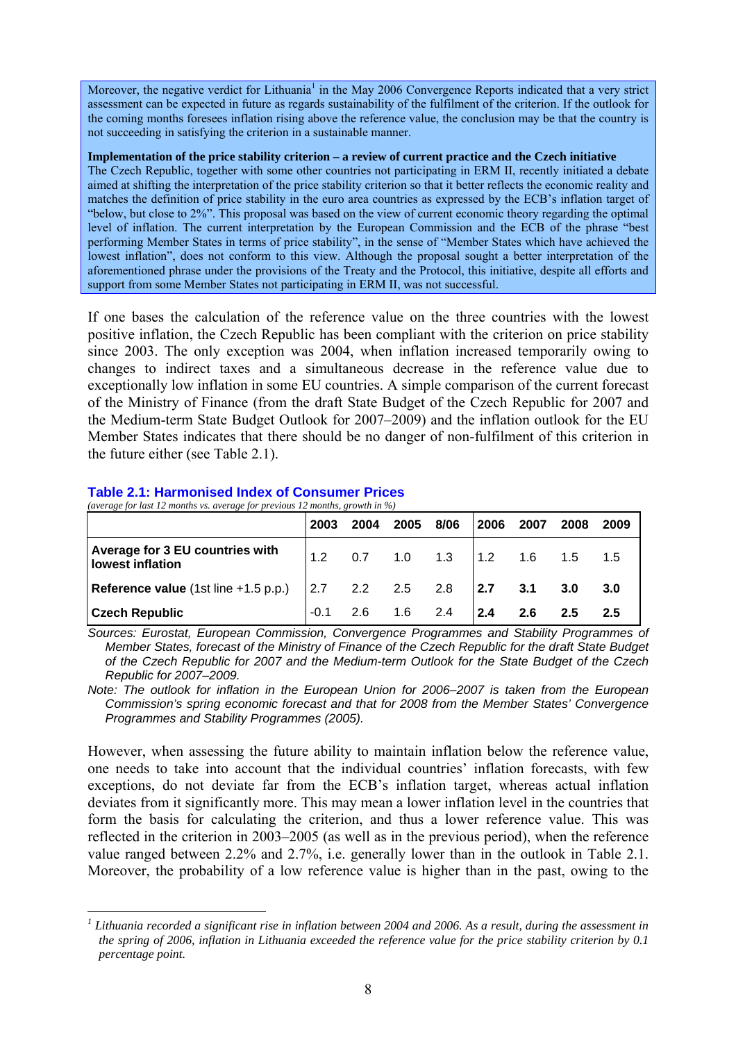Moreover, the negative verdict for Lithuania[1] in the May 2006 Convergence Reports indicated that a very strict assessment can be expected in future as regards sustainability of the fulfilment of the criterion. If the outlook for the coming months foresees inflation rising above the reference value, the conclusion may be that the country is not succeeding in satisfying the criterion in a sustainable manner.

**Implementation of the price stability criterion – a review of current practice and the Czech initiative**

The Czech Republic, together with some other countries not participating in ERM II, recently initiated a debate aimed at shifting the interpretation of the price stability criterion so that it better reflects the economic reality and matches the definition of price stability in the euro area countries as expressed by the ECB's inflation target of "below, but close to 2%". This proposal was based on the view of current economic theory regarding the optimal level of inflation. The current interpretation by the European Commission and the ECB of the phrase "best performing Member States in terms of price stability", in the sense of "Member States which have achieved the lowest inflation", does not conform to this view. Although the proposal sought a better interpretation of the aforementioned phrase under the provisions of the Treaty and the Protocol, this initiative, despite all efforts and support from some Member States not participating in ERM II, was not successful.

If one bases the calculation of the reference value on the three countries with the lowest positive inflation, the Czech Republic has been compliant with the criterion on price stability since 2003. The only exception was 2004, when inflation increased temporarily owing to changes to indirect taxes and a simultaneous decrease in the reference value due to exceptionally low inflation in some EU countries. A simple comparison of the current forecast of the Ministry of Finance (from the draft State Budget of the Czech Republic for 2007 and the Medium-term State Budget Outlook for 2007–2009) and the inflation outlook for the EU Member States indicates that there should be no danger of non-fulfilment of this criterion in the future either (see Table 2.1).

**Table 2.1: Harmonised Index of Consumer Prices**

*(average for last 12 months vs. average for previous 12 months, growth in %)*

| | 2003 | 2004 | 2005 | 8/06 | 2006 | 2007 | 2008 | 2009 |
|---|---|---|---|---|---|---|---|---|
| **Average for 3 EU countries with lowest inflation** | 1.2 | 0.7 | 1.0 | 1.3 | 1.2 | 1.6 | 1.5 | 1.5 |
| **Reference value** (1st line +1.5 p.p.) | 2.7 | 2.2 | 2.5 | 2.8 | **2.7** | **3.1** | **3.0** | **3.0** |
| **Czech Republic** | -0.1 | 2.6 | 1.6 | 2.4 | **2.4** | **2.6** | **2.5** | **2.5** |

*Sources: Eurostat, European Commission, Convergence Programmes and Stability Programmes of Member States, forecast of the Ministry of Finance of the Czech Republic for the draft State Budget of the Czech Republic for 2007 and the Medium-term Outlook for the State Budget of the Czech Republic for 2007–2009.*

*Note: The outlook for inflation in the European Union for 2006–2007 is taken from the European Commission's spring economic forecast and that for 2008 from the Member States' Convergence Programmes and Stability Programmes (2005).*

However, when assessing the future ability to maintain inflation below the reference value, one needs to take into account that the individual countries' inflation forecasts, with few exceptions, do not deviate far from the ECB's inflation target, whereas actual inflation deviates from it significantly more. This may mean a lower inflation level in the countries that form the basis for calculating the criterion, and thus a lower reference value. This was reflected in the criterion in 2003–2005 (as well as in the previous period), when the reference value ranged between 2.2% and 2.7%, i.e. generally lower than in the outlook in Table 2.1. Moreover, the probability of a low reference value is higher than in the past, owing to the

[1] *Lithuania recorded a significant rise in inflation between 2004 and 2006. As a result, during the assessment in the spring of 2006, inflation in Lithuania exceeded the reference value for the price stability criterion by 0.1 percentage point.*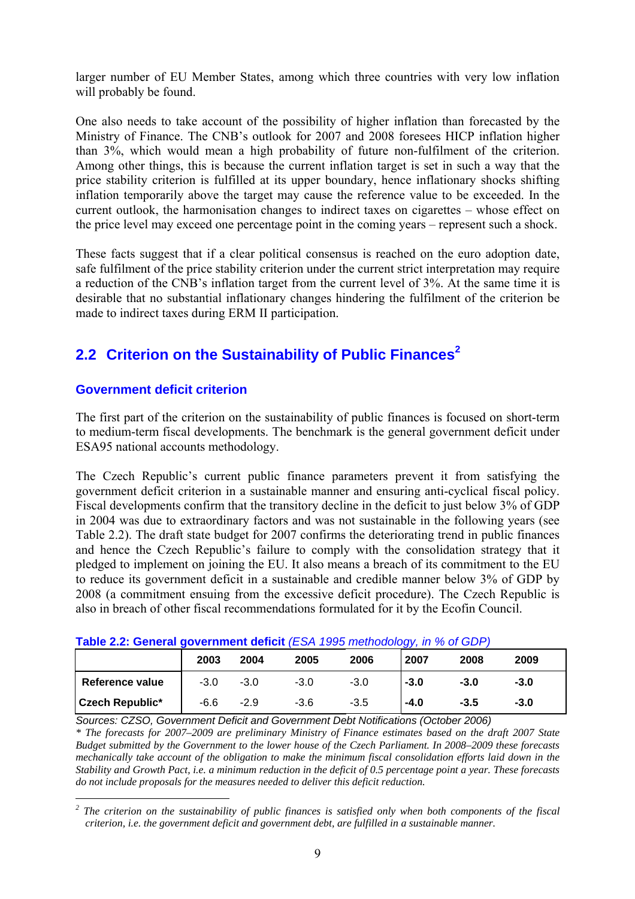larger number of EU Member States, among which three countries with very low inflation will probably be found.

One also needs to take account of the possibility of higher inflation than forecasted by the Ministry of Finance. The CNB's outlook for 2007 and 2008 foresees HICP inflation higher than 3%, which would mean a high probability of future non-fulfilment of the criterion. Among other things, this is because the current inflation target is set in such a way that the price stability criterion is fulfilled at its upper boundary, hence inflationary shocks shifting inflation temporarily above the target may cause the reference value to be exceeded. In the current outlook, the harmonisation changes to indirect taxes on cigarettes – whose effect on the price level may exceed one percentage point in the coming years – represent such a shock.

These facts suggest that if a clear political consensus is reached on the euro adoption date, safe fulfilment of the price stability criterion under the current strict interpretation may require a reduction of the CNB's inflation target from the current level of 3%. At the same time it is desirable that no substantial inflationary changes hindering the fulfilment of the criterion be made to indirect taxes during ERM II participation.

## 2.2 Criterion on the Sustainability of Public Finances[2]

### Government deficit criterion

The first part of the criterion on the sustainability of public finances is focused on short-term to medium-term fiscal developments. The benchmark is the general government deficit under ESA95 national accounts methodology.

The Czech Republic's current public finance parameters prevent it from satisfying the government deficit criterion in a sustainable manner and ensuring anti-cyclical fiscal policy. Fiscal developments confirm that the transitory decline in the deficit to just below 3% of GDP in 2004 was due to extraordinary factors and was not sustainable in the following years (see Table 2.2). The draft state budget for 2007 confirms the deteriorating trend in public finances and hence the Czech Republic's failure to comply with the consolidation strategy that it pledged to implement on joining the EU. It also means a breach of its commitment to the EU to reduce its government deficit in a sustainable and credible manner below 3% of GDP by 2008 (a commitment ensuing from the excessive deficit procedure). The Czech Republic is also in breach of other fiscal recommendations formulated for it by the Ecofin Council.

**Table 2.2: General government deficit** *(ESA 1995 methodology, in % of GDP)*

| | 2003 | 2004 | 2005 | 2006 | 2007 | 2008 | 2009 |
|---|---|---|---|---|---|---|---|
| **Reference value** | -3.0 | -3.0 | -3.0 | -3.0 | **-3.0** | **-3.0** | **-3.0** |
| **Czech Republic*** | -6.6 | -2.9 | -3.6 | -3.5 | **-4.0** | **-3.5** | **-3.0** |

*Sources: CZSO, Government Deficit and Government Debt Notifications (October 2006)*

*\* The forecasts for 2007–2009 are preliminary Ministry of Finance estimates based on the draft 2007 State Budget submitted by the Government to the lower house of the Czech Parliament. In 2008–2009 these forecasts mechanically take account of the obligation to make the minimum fiscal consolidation efforts laid down in the Stability and Growth Pact, i.e. a minimum reduction in the deficit of 0.5 percentage point a year. These forecasts do not include proposals for the measures needed to deliver this deficit reduction.*

[2] *The criterion on the sustainability of public finances is satisfied only when both components of the fiscal criterion, i.e. the government deficit and government debt, are fulfilled in a sustainable manner.*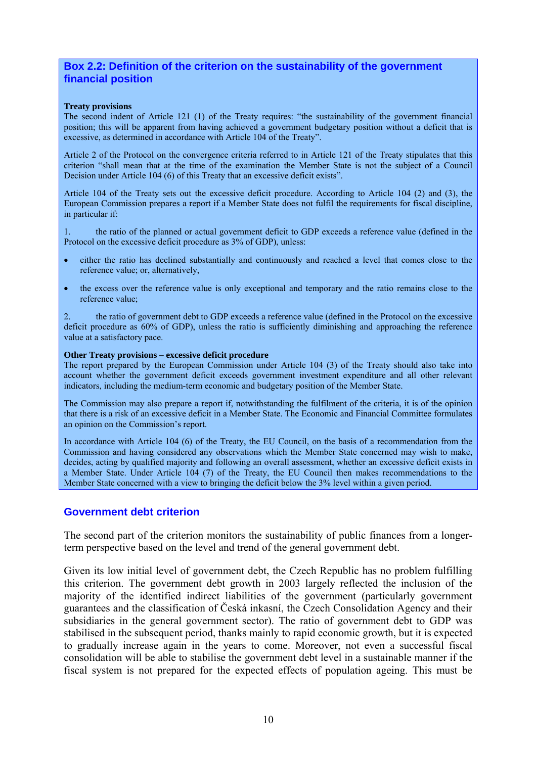### Box 2.2: Definition of the criterion on the sustainability of the government financial position

**Treaty provisions**
The second indent of Article 121 (1) of the Treaty requires: "the sustainability of the government financial position; this will be apparent from having achieved a government budgetary position without a deficit that is excessive, as determined in accordance with Article 104 of the Treaty".

Article 2 of the Protocol on the convergence criteria referred to in Article 121 of the Treaty stipulates that this criterion "shall mean that at the time of the examination the Member State is not the subject of a Council Decision under Article 104 (6) of this Treaty that an excessive deficit exists".

Article 104 of the Treaty sets out the excessive deficit procedure. According to Article 104 (2) and (3), the European Commission prepares a report if a Member State does not fulfil the requirements for fiscal discipline, in particular if:

1. the ratio of the planned or actual government deficit to GDP exceeds a reference value (defined in the Protocol on the excessive deficit procedure as 3% of GDP), unless:

- either the ratio has declined substantially and continuously and reached a level that comes close to the reference value; or, alternatively,
- the excess over the reference value is only exceptional and temporary and the ratio remains close to the reference value;

2. the ratio of government debt to GDP exceeds a reference value (defined in the Protocol on the excessive deficit procedure as 60% of GDP), unless the ratio is sufficiently diminishing and approaching the reference value at a satisfactory pace.

**Other Treaty provisions – excessive deficit procedure**
The report prepared by the European Commission under Article 104 (3) of the Treaty should also take into account whether the government deficit exceeds government investment expenditure and all other relevant indicators, including the medium-term economic and budgetary position of the Member State.

The Commission may also prepare a report if, notwithstanding the fulfilment of the criteria, it is of the opinion that there is a risk of an excessive deficit in a Member State. The Economic and Financial Committee formulates an opinion on the Commission's report.

In accordance with Article 104 (6) of the Treaty, the EU Council, on the basis of a recommendation from the Commission and having considered any observations which the Member State concerned may wish to make, decides, acting by qualified majority and following an overall assessment, whether an excessive deficit exists in a Member State. Under Article 104 (7) of the Treaty, the EU Council then makes recommendations to the Member State concerned with a view to bringing the deficit below the 3% level within a given period.

### Government debt criterion

The second part of the criterion monitors the sustainability of public finances from a longer-term perspective based on the level and trend of the general government debt.

Given its low initial level of government debt, the Czech Republic has no problem fulfilling this criterion. The government debt growth in 2003 largely reflected the inclusion of the majority of the identified indirect liabilities of the government (particularly government guarantees and the classification of Česká inkasní, the Czech Consolidation Agency and their subsidiaries in the general government sector). The ratio of government debt to GDP was stabilised in the subsequent period, thanks mainly to rapid economic growth, but it is expected to gradually increase again in the years to come. Moreover, not even a successful fiscal consolidation will be able to stabilise the government debt level in a sustainable manner if the fiscal system is not prepared for the expected effects of population ageing. This must be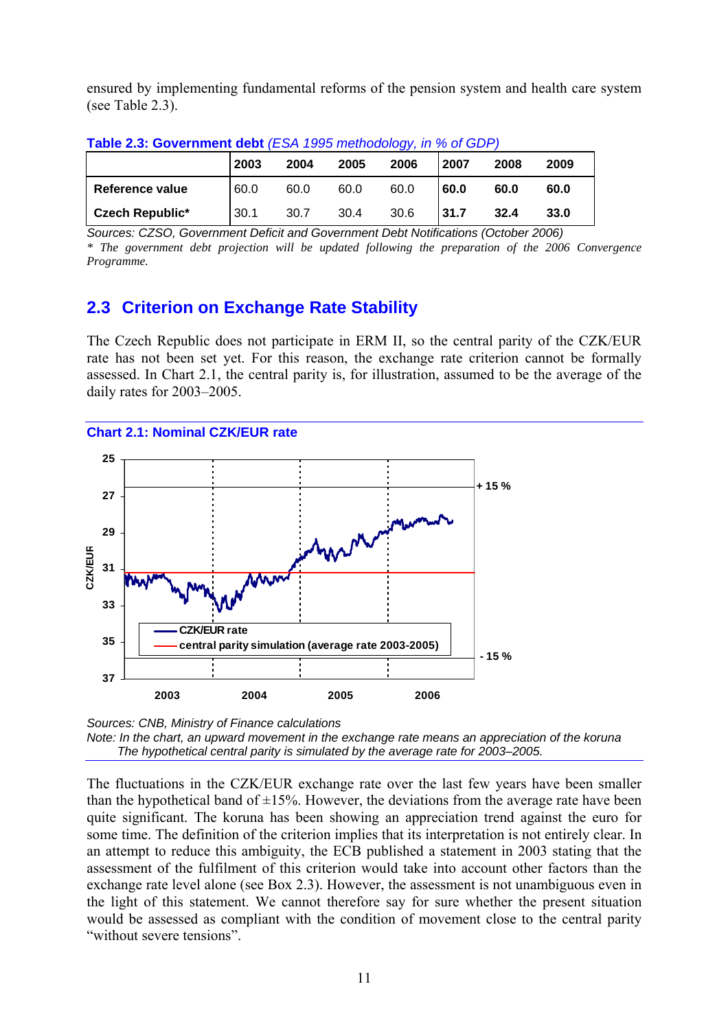ensured by implementing fundamental reforms of the pension system and health care system (see Table 2.3).

**Table 2.3: Government debt** *(ESA 1995 methodology, in % of GDP)*

| | 2003 | 2004 | 2005 | 2006 | 2007 | 2008 | 2009 |
|---|---|---|---|---|---|---|---|
| Reference value | 60.0 | 60.0 | 60.0 | 60.0 | **60.0** | **60.0** | **60.0** |
| Czech Republic* | 30.1 | 30.7 | 30.4 | 30.6 | **31.7** | **32.4** | **33.0** |

*Sources: CZSO, Government Deficit and Government Debt Notifications (October 2006)*
*\* The government debt projection will be updated following the preparation of the 2006 Convergence Programme.*

## 2.3 Criterion on Exchange Rate Stability

The Czech Republic does not participate in ERM II, so the central parity of the CZK/EUR rate has not been set yet. For this reason, the exchange rate criterion cannot be formally assessed. In Chart 2.1, the central parity is, for illustration, assumed to be the average of the daily rates for 2003–2005.

**Chart 2.1: Nominal CZK/EUR rate**

*Sources: CNB, Ministry of Finance calculations*
*Note: In the chart, an upward movement in the exchange rate means an appreciation of the koruna*
*The hypothetical central parity is simulated by the average rate for 2003–2005.*

The fluctuations in the CZK/EUR exchange rate over the last few years have been smaller than the hypothetical band of ±15%. However, the deviations from the average rate have been quite significant. The koruna has been showing an appreciation trend against the euro for some time. The definition of the criterion implies that its interpretation is not entirely clear. In an attempt to reduce this ambiguity, the ECB published a statement in 2003 stating that the assessment of the fulfilment of this criterion would take into account other factors than the exchange rate level alone (see Box 2.3). However, the assessment is not unambiguous even in the light of this statement. We cannot therefore say for sure whether the present situation would be assessed as compliant with the condition of movement close to the central parity "without severe tensions".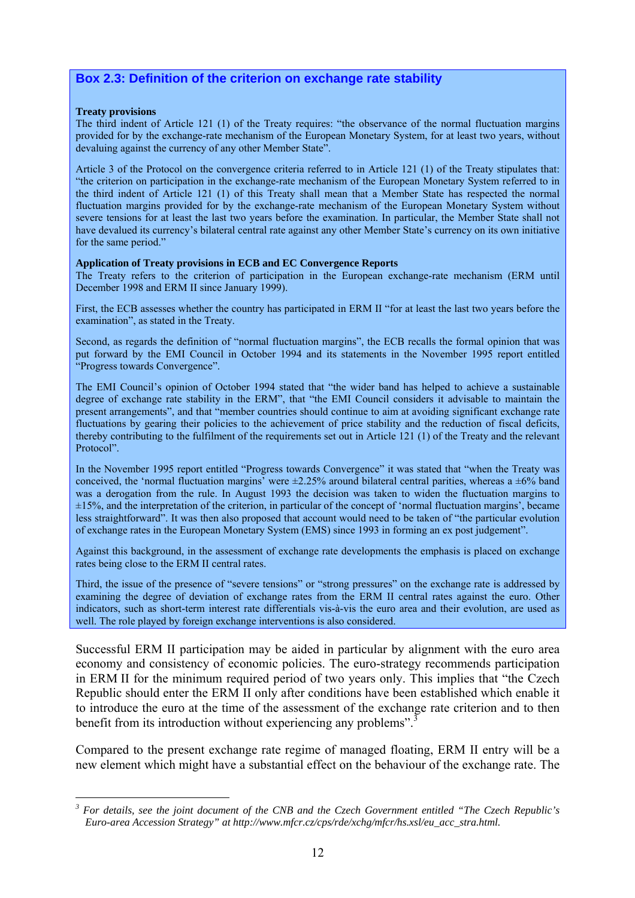### Box 2.3: Definition of the criterion on exchange rate stability

**Treaty provisions**

The third indent of Article 121 (1) of the Treaty requires: "the observance of the normal fluctuation margins provided for by the exchange-rate mechanism of the European Monetary System, for at least two years, without devaluing against the currency of any other Member State".

Article 3 of the Protocol on the convergence criteria referred to in Article 121 (1) of the Treaty stipulates that: "the criterion on participation in the exchange-rate mechanism of the European Monetary System referred to in the third indent of Article 121 (1) of this Treaty shall mean that a Member State has respected the normal fluctuation margins provided for by the exchange-rate mechanism of the European Monetary System without severe tensions for at least the last two years before the examination. In particular, the Member State shall not have devalued its currency's bilateral central rate against any other Member State's currency on its own initiative for the same period."

**Application of Treaty provisions in ECB and EC Convergence Reports**

The Treaty refers to the criterion of participation in the European exchange-rate mechanism (ERM until December 1998 and ERM II since January 1999).

First, the ECB assesses whether the country has participated in ERM II "for at least the last two years before the examination", as stated in the Treaty.

Second, as regards the definition of "normal fluctuation margins", the ECB recalls the formal opinion that was put forward by the EMI Council in October 1994 and its statements in the November 1995 report entitled "Progress towards Convergence".

The EMI Council's opinion of October 1994 stated that "the wider band has helped to achieve a sustainable degree of exchange rate stability in the ERM", that "the EMI Council considers it advisable to maintain the present arrangements", and that "member countries should continue to aim at avoiding significant exchange rate fluctuations by gearing their policies to the achievement of price stability and the reduction of fiscal deficits, thereby contributing to the fulfilment of the requirements set out in Article 121 (1) of the Treaty and the relevant Protocol".

In the November 1995 report entitled "Progress towards Convergence" it was stated that "when the Treaty was conceived, the 'normal fluctuation margins' were ±2.25% around bilateral central parities, whereas a ±6% band was a derogation from the rule. In August 1993 the decision was taken to widen the fluctuation margins to ±15%, and the interpretation of the criterion, in particular of the concept of 'normal fluctuation margins', became less straightforward". It was then also proposed that account would need to be taken of "the particular evolution of exchange rates in the European Monetary System (EMS) since 1993 in forming an ex post judgement".

Against this background, in the assessment of exchange rate developments the emphasis is placed on exchange rates being close to the ERM II central rates.

Third, the issue of the presence of "severe tensions" or "strong pressures" on the exchange rate is addressed by examining the degree of deviation of exchange rates from the ERM II central rates against the euro. Other indicators, such as short-term interest rate differentials vis-à-vis the euro area and their evolution, are used as well. The role played by foreign exchange interventions is also considered.

Successful ERM II participation may be aided in particular by alignment with the euro area economy and consistency of economic policies. The euro-strategy recommends participation in ERM II for the minimum required period of two years only. This implies that "the Czech Republic should enter the ERM II only after conditions have been established which enable it to introduce the euro at the time of the assessment of the exchange rate criterion and to then benefit from its introduction without experiencing any problems".[3]

Compared to the present exchange rate regime of managed floating, ERM II entry will be a new element which might have a substantial effect on the behaviour of the exchange rate. The

[3] *For details, see the joint document of the CNB and the Czech Government entitled "The Czech Republic's Euro-area Accession Strategy" at http://www.mfcr.cz/cps/rde/xchg/mfcr/hs.xsl/eu_acc_stra.html.*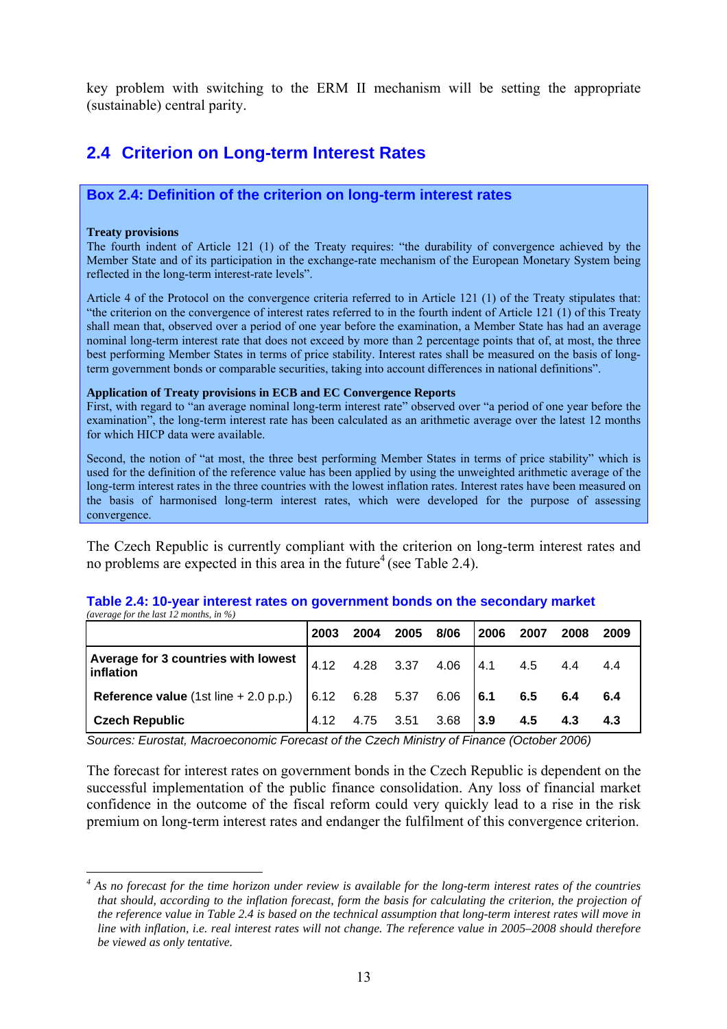key problem with switching to the ERM II mechanism will be setting the appropriate (sustainable) central parity.

## 2.4 Criterion on Long-term Interest Rates

### Box 2.4: Definition of the criterion on long-term interest rates

**Treaty provisions**

The fourth indent of Article 121 (1) of the Treaty requires: "the durability of convergence achieved by the Member State and of its participation in the exchange-rate mechanism of the European Monetary System being reflected in the long-term interest-rate levels".

Article 4 of the Protocol on the convergence criteria referred to in Article 121 (1) of the Treaty stipulates that: "the criterion on the convergence of interest rates referred to in the fourth indent of Article 121 (1) of this Treaty shall mean that, observed over a period of one year before the examination, a Member State has had an average nominal long-term interest rate that does not exceed by more than 2 percentage points that of, at most, the three best performing Member States in terms of price stability. Interest rates shall be measured on the basis of long-term government bonds or comparable securities, taking into account differences in national definitions".

**Application of Treaty provisions in ECB and EC Convergence Reports**

First, with regard to "an average nominal long-term interest rate" observed over "a period of one year before the examination", the long-term interest rate has been calculated as an arithmetic average over the latest 12 months for which HICP data were available.

Second, the notion of "at most, the three best performing Member States in terms of price stability" which is used for the definition of the reference value has been applied by using the unweighted arithmetic average of the long-term interest rates in the three countries with the lowest inflation rates. Interest rates have been measured on the basis of harmonised long-term interest rates, which were developed for the purpose of assessing convergence.

The Czech Republic is currently compliant with the criterion on long-term interest rates and no problems are expected in this area in the future[4] (see Table 2.4).

**Table 2.4: 10-year interest rates on government bonds on the secondary market**
*(average for the last 12 months, in %)*

| | 2003 | 2004 | 2005 | 8/06 | 2006 | 2007 | 2008 | 2009 |
|---|---|---|---|---|---|---|---|---|
| **Average for 3 countries with lowest inflation** | 4.12 | 4.28 | 3.37 | 4.06 | 4.1 | 4.5 | 4.4 | 4.4 |
| **Reference value** (1st line + 2.0 p.p.) | 6.12 | 6.28 | 5.37 | 6.06 | **6.1** | **6.5** | **6.4** | **6.4** |
| **Czech Republic** | 4.12 | 4.75 | 3.51 | 3.68 | **3.9** | **4.5** | **4.3** | **4.3** |

*Sources: Eurostat, Macroeconomic Forecast of the Czech Ministry of Finance (October 2006)*

The forecast for interest rates on government bonds in the Czech Republic is dependent on the successful implementation of the public finance consolidation. Any loss of financial market confidence in the outcome of the fiscal reform could very quickly lead to a rise in the risk premium on long-term interest rates and endanger the fulfilment of this convergence criterion.

---

[4] *As no forecast for the time horizon under review is available for the long-term interest rates of the countries that should, according to the inflation forecast, form the basis for calculating the criterion, the projection of the reference value in Table 2.4 is based on the technical assumption that long-term interest rates will move in line with inflation, i.e. real interest rates will not change. The reference value in 2005–2008 should therefore be viewed as only tentative.*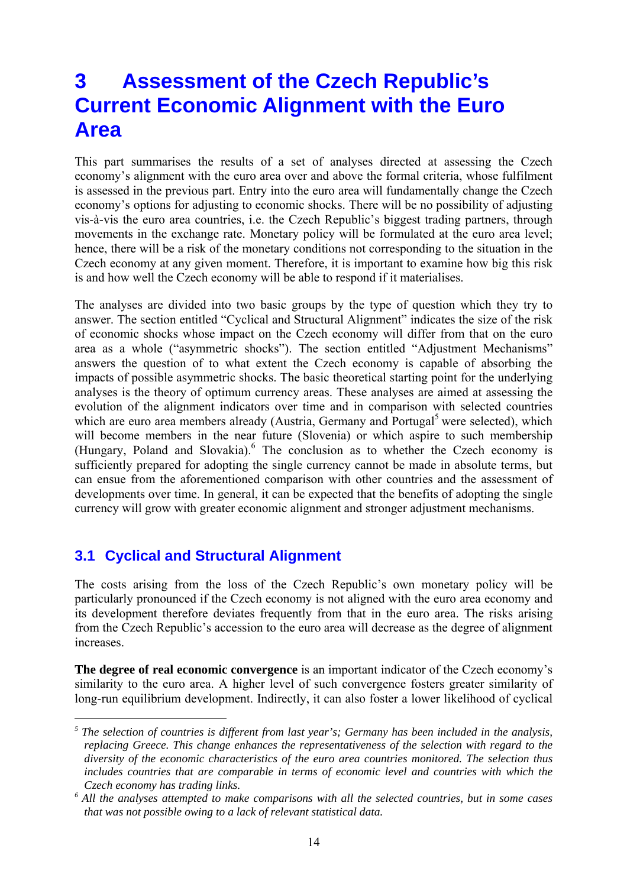# 3 Assessment of the Czech Republic's Current Economic Alignment with the Euro Area

This part summarises the results of a set of analyses directed at assessing the Czech economy's alignment with the euro area over and above the formal criteria, whose fulfilment is assessed in the previous part. Entry into the euro area will fundamentally change the Czech economy's options for adjusting to economic shocks. There will be no possibility of adjusting vis-à-vis the euro area countries, i.e. the Czech Republic's biggest trading partners, through movements in the exchange rate. Monetary policy will be formulated at the euro area level; hence, there will be a risk of the monetary conditions not corresponding to the situation in the Czech economy at any given moment. Therefore, it is important to examine how big this risk is and how well the Czech economy will be able to respond if it materialises.

The analyses are divided into two basic groups by the type of question which they try to answer. The section entitled "Cyclical and Structural Alignment" indicates the size of the risk of economic shocks whose impact on the Czech economy will differ from that on the euro area as a whole ("asymmetric shocks"). The section entitled "Adjustment Mechanisms" answers the question of to what extent the Czech economy is capable of absorbing the impacts of possible asymmetric shocks. The basic theoretical starting point for the underlying analyses is the theory of optimum currency areas. These analyses are aimed at assessing the evolution of the alignment indicators over time and in comparison with selected countries which are euro area members already (Austria, Germany and Portugal[5] were selected), which will become members in the near future (Slovenia) or which aspire to such membership (Hungary, Poland and Slovakia).[6] The conclusion as to whether the Czech economy is sufficiently prepared for adopting the single currency cannot be made in absolute terms, but can ensue from the aforementioned comparison with other countries and the assessment of developments over time. In general, it can be expected that the benefits of adopting the single currency will grow with greater economic alignment and stronger adjustment mechanisms.

## 3.1 Cyclical and Structural Alignment

The costs arising from the loss of the Czech Republic's own monetary policy will be particularly pronounced if the Czech economy is not aligned with the euro area economy and its development therefore deviates frequently from that in the euro area. The risks arising from the Czech Republic's accession to the euro area will decrease as the degree of alignment increases.

**The degree of real economic convergence** is an important indicator of the Czech economy's similarity to the euro area. A higher level of such convergence fosters greater similarity of long-run equilibrium development. Indirectly, it can also foster a lower likelihood of cyclical

---

[5] *The selection of countries is different from last year's; Germany has been included in the analysis, replacing Greece. This change enhances the representativeness of the selection with regard to the diversity of the economic characteristics of the euro area countries monitored. The selection thus includes countries that are comparable in terms of economic level and countries with which the Czech economy has trading links.*

[6] *All the analyses attempted to make comparisons with all the selected countries, but in some cases that was not possible owing to a lack of relevant statistical data.*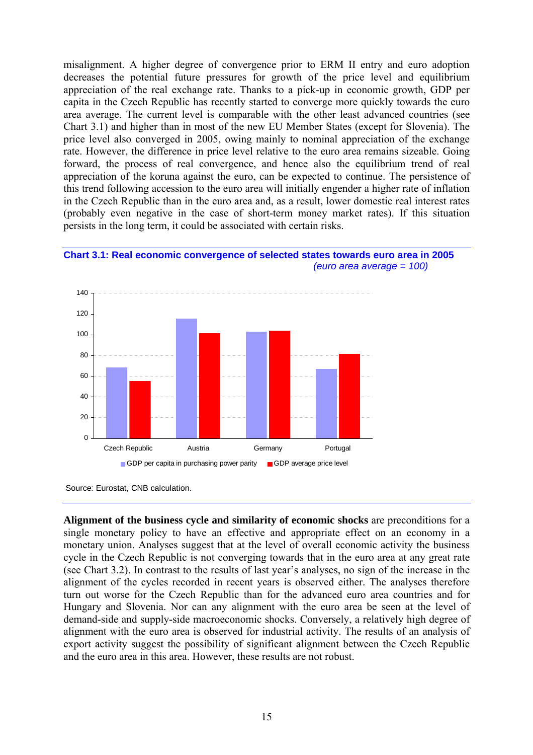misalignment. A higher degree of convergence prior to ERM II entry and euro adoption decreases the potential future pressures for growth of the price level and equilibrium appreciation of the real exchange rate. Thanks to a pick-up in economic growth, GDP per capita in the Czech Republic has recently started to converge more quickly towards the euro area average. The current level is comparable with the other least advanced countries (see Chart 3.1) and higher than in most of the new EU Member States (except for Slovenia). The price level also converged in 2005, owing mainly to nominal appreciation of the exchange rate. However, the difference in price level relative to the euro area remains sizeable. Going forward, the process of real convergence, and hence also the equilibrium trend of real appreciation of the koruna against the euro, can be expected to continue. The persistence of this trend following accession to the euro area will initially engender a higher rate of inflation in the Czech Republic than in the euro area and, as a result, lower domestic real interest rates (probably even negative in the case of short-term money market rates). If this situation persists in the long term, it could be associated with certain risks.

**Chart 3.1: Real economic convergence of selected states towards euro area in 2005**
*(euro area average = 100)*

Source: Eurostat, CNB calculation.

**Alignment of the business cycle and similarity of economic shocks** are preconditions for a single monetary policy to have an effective and appropriate effect on an economy in a monetary union. Analyses suggest that at the level of overall economic activity the business cycle in the Czech Republic is not converging towards that in the euro area at any great rate (see Chart 3.2). In contrast to the results of last year's analyses, no sign of the increase in the alignment of the cycles recorded in recent years is observed either. The analyses therefore turn out worse for the Czech Republic than for the advanced euro area countries and for Hungary and Slovenia. Nor can any alignment with the euro area be seen at the level of demand-side and supply-side macroeconomic shocks. Conversely, a relatively high degree of alignment with the euro area is observed for industrial activity. The results of an analysis of export activity suggest the possibility of significant alignment between the Czech Republic and the euro area in this area. However, these results are not robust.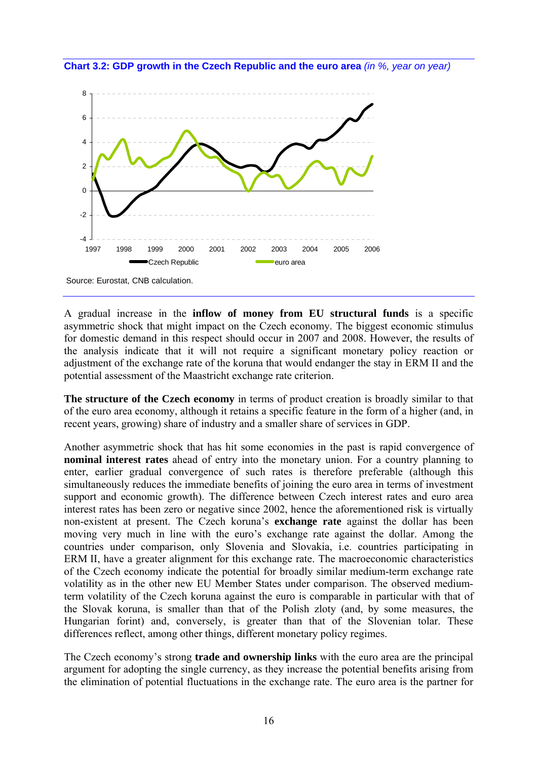**Chart 3.2: GDP growth in the Czech Republic and the euro area** *(in %, year on year)*

Source: Eurostat, CNB calculation.

A gradual increase in the **inflow of money from EU structural funds** is a specific asymmetric shock that might impact on the Czech economy. The biggest economic stimulus for domestic demand in this respect should occur in 2007 and 2008. However, the results of the analysis indicate that it will not require a significant monetary policy reaction or adjustment of the exchange rate of the koruna that would endanger the stay in ERM II and the potential assessment of the Maastricht exchange rate criterion.

**The structure of the Czech economy** in terms of product creation is broadly similar to that of the euro area economy, although it retains a specific feature in the form of a higher (and, in recent years, growing) share of industry and a smaller share of services in GDP.

Another asymmetric shock that has hit some economies in the past is rapid convergence of **nominal interest rates** ahead of entry into the monetary union. For a country planning to enter, earlier gradual convergence of such rates is therefore preferable (although this simultaneously reduces the immediate benefits of joining the euro area in terms of investment support and economic growth). The difference between Czech interest rates and euro area interest rates has been zero or negative since 2002, hence the aforementioned risk is virtually non-existent at present. The Czech koruna's **exchange rate** against the dollar has been moving very much in line with the euro's exchange rate against the dollar. Among the countries under comparison, only Slovenia and Slovakia, i.e. countries participating in ERM II, have a greater alignment for this exchange rate. The macroeconomic characteristics of the Czech economy indicate the potential for broadly similar medium-term exchange rate volatility as in the other new EU Member States under comparison. The observed medium-term volatility of the Czech koruna against the euro is comparable in particular with that of the Slovak koruna, is smaller than that of the Polish zloty (and, by some measures, the Hungarian forint) and, conversely, is greater than that of the Slovenian tolar. These differences reflect, among other things, different monetary policy regimes.

The Czech economy's strong **trade and ownership links** with the euro area are the principal argument for adopting the single currency, as they increase the potential benefits arising from the elimination of potential fluctuations in the exchange rate. The euro area is the partner for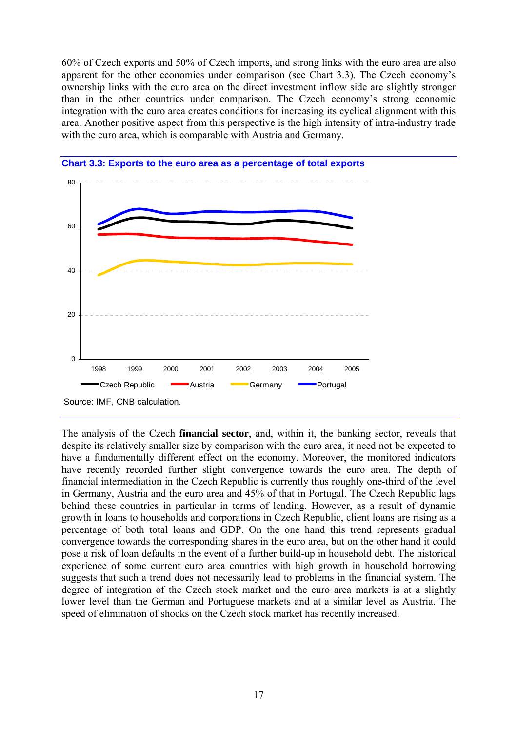60% of Czech exports and 50% of Czech imports, and strong links with the euro area are also apparent for the other economies under comparison (see Chart 3.3). The Czech economy's ownership links with the euro area on the direct investment inflow side are slightly stronger than in the other countries under comparison. The Czech economy's strong economic integration with the euro area creates conditions for increasing its cyclical alignment with this area. Another positive aspect from this perspective is the high intensity of intra-industry trade with the euro area, which is comparable with Austria and Germany.

**Chart 3.3: Exports to the euro area as a percentage of total exports**

Source: IMF, CNB calculation.

The analysis of the Czech **financial sector**, and, within it, the banking sector, reveals that despite its relatively smaller size by comparison with the euro area, it need not be expected to have a fundamentally different effect on the economy. Moreover, the monitored indicators have recently recorded further slight convergence towards the euro area. The depth of financial intermediation in the Czech Republic is currently thus roughly one-third of the level in Germany, Austria and the euro area and 45% of that in Portugal. The Czech Republic lags behind these countries in particular in terms of lending. However, as a result of dynamic growth in loans to households and corporations in Czech Republic, client loans are rising as a percentage of both total loans and GDP. On the one hand this trend represents gradual convergence towards the corresponding shares in the euro area, but on the other hand it could pose a risk of loan defaults in the event of a further build-up in household debt. The historical experience of some current euro area countries with high growth in household borrowing suggests that such a trend does not necessarily lead to problems in the financial system. The degree of integration of the Czech stock market and the euro area markets is at a slightly lower level than the German and Portuguese markets and at a similar level as Austria. The speed of elimination of shocks on the Czech stock market has recently increased.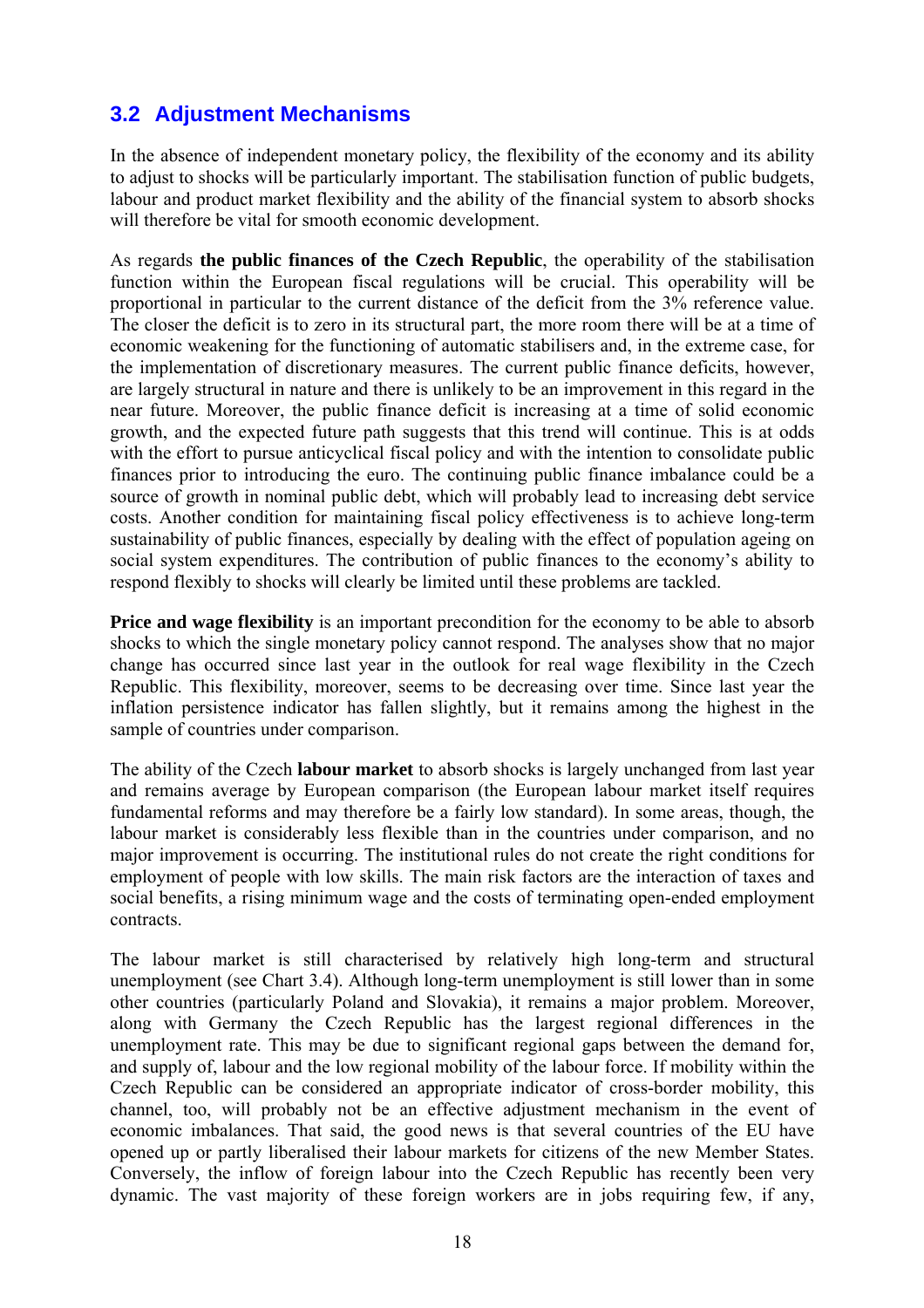## 3.2 Adjustment Mechanisms

In the absence of independent monetary policy, the flexibility of the economy and its ability to adjust to shocks will be particularly important. The stabilisation function of public budgets, labour and product market flexibility and the ability of the financial system to absorb shocks will therefore be vital for smooth economic development.

As regards **the public finances of the Czech Republic**, the operability of the stabilisation function within the European fiscal regulations will be crucial. This operability will be proportional in particular to the current distance of the deficit from the 3% reference value. The closer the deficit is to zero in its structural part, the more room there will be at a time of economic weakening for the functioning of automatic stabilisers and, in the extreme case, for the implementation of discretionary measures. The current public finance deficits, however, are largely structural in nature and there is unlikely to be an improvement in this regard in the near future. Moreover, the public finance deficit is increasing at a time of solid economic growth, and the expected future path suggests that this trend will continue. This is at odds with the effort to pursue anticyclical fiscal policy and with the intention to consolidate public finances prior to introducing the euro. The continuing public finance imbalance could be a source of growth in nominal public debt, which will probably lead to increasing debt service costs. Another condition for maintaining fiscal policy effectiveness is to achieve long-term sustainability of public finances, especially by dealing with the effect of population ageing on social system expenditures. The contribution of public finances to the economy's ability to respond flexibly to shocks will clearly be limited until these problems are tackled.

**Price and wage flexibility** is an important precondition for the economy to be able to absorb shocks to which the single monetary policy cannot respond. The analyses show that no major change has occurred since last year in the outlook for real wage flexibility in the Czech Republic. This flexibility, moreover, seems to be decreasing over time. Since last year the inflation persistence indicator has fallen slightly, but it remains among the highest in the sample of countries under comparison.

The ability of the Czech **labour market** to absorb shocks is largely unchanged from last year and remains average by European comparison (the European labour market itself requires fundamental reforms and may therefore be a fairly low standard). In some areas, though, the labour market is considerably less flexible than in the countries under comparison, and no major improvement is occurring. The institutional rules do not create the right conditions for employment of people with low skills. The main risk factors are the interaction of taxes and social benefits, a rising minimum wage and the costs of terminating open-ended employment contracts.

The labour market is still characterised by relatively high long-term and structural unemployment (see Chart 3.4). Although long-term unemployment is still lower than in some other countries (particularly Poland and Slovakia), it remains a major problem. Moreover, along with Germany the Czech Republic has the largest regional differences in the unemployment rate. This may be due to significant regional gaps between the demand for, and supply of, labour and the low regional mobility of the labour force. If mobility within the Czech Republic can be considered an appropriate indicator of cross-border mobility, this channel, too, will probably not be an effective adjustment mechanism in the event of economic imbalances. That said, the good news is that several countries of the EU have opened up or partly liberalised their labour markets for citizens of the new Member States. Conversely, the inflow of foreign labour into the Czech Republic has recently been very dynamic. The vast majority of these foreign workers are in jobs requiring few, if any,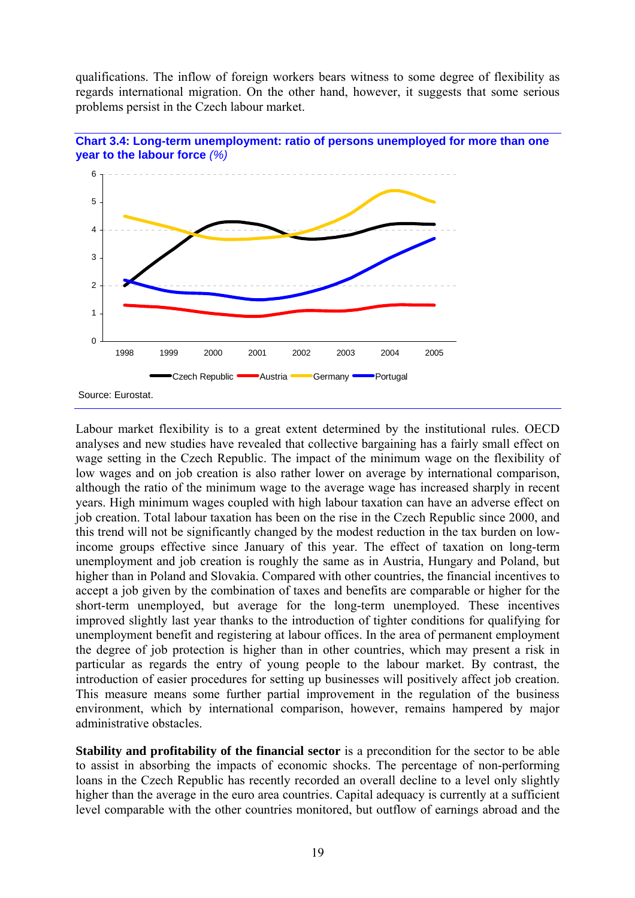qualifications. The inflow of foreign workers bears witness to some degree of flexibility as regards international migration. On the other hand, however, it suggests that some serious problems persist in the Czech labour market.

**Chart 3.4: Long-term unemployment: ratio of persons unemployed for more than one year to the labour force** *(%)*

Source: Eurostat.

Labour market flexibility is to a great extent determined by the institutional rules. OECD analyses and new studies have revealed that collective bargaining has a fairly small effect on wage setting in the Czech Republic. The impact of the minimum wage on the flexibility of low wages and on job creation is also rather lower on average by international comparison, although the ratio of the minimum wage to the average wage has increased sharply in recent years. High minimum wages coupled with high labour taxation can have an adverse effect on job creation. Total labour taxation has been on the rise in the Czech Republic since 2000, and this trend will not be significantly changed by the modest reduction in the tax burden on low-income groups effective since January of this year. The effect of taxation on long-term unemployment and job creation is roughly the same as in Austria, Hungary and Poland, but higher than in Poland and Slovakia. Compared with other countries, the financial incentives to accept a job given by the combination of taxes and benefits are comparable or higher for the short-term unemployed, but average for the long-term unemployed. These incentives improved slightly last year thanks to the introduction of tighter conditions for qualifying for unemployment benefit and registering at labour offices. In the area of permanent employment the degree of job protection is higher than in other countries, which may present a risk in particular as regards the entry of young people to the labour market. By contrast, the introduction of easier procedures for setting up businesses will positively affect job creation. This measure means some further partial improvement in the regulation of the business environment, which by international comparison, however, remains hampered by major administrative obstacles.

**Stability and profitability of the financial sector** is a precondition for the sector to be able to assist in absorbing the impacts of economic shocks. The percentage of non-performing loans in the Czech Republic has recently recorded an overall decline to a level only slightly higher than the average in the euro area countries. Capital adequacy is currently at a sufficient level comparable with the other countries monitored, but outflow of earnings abroad and the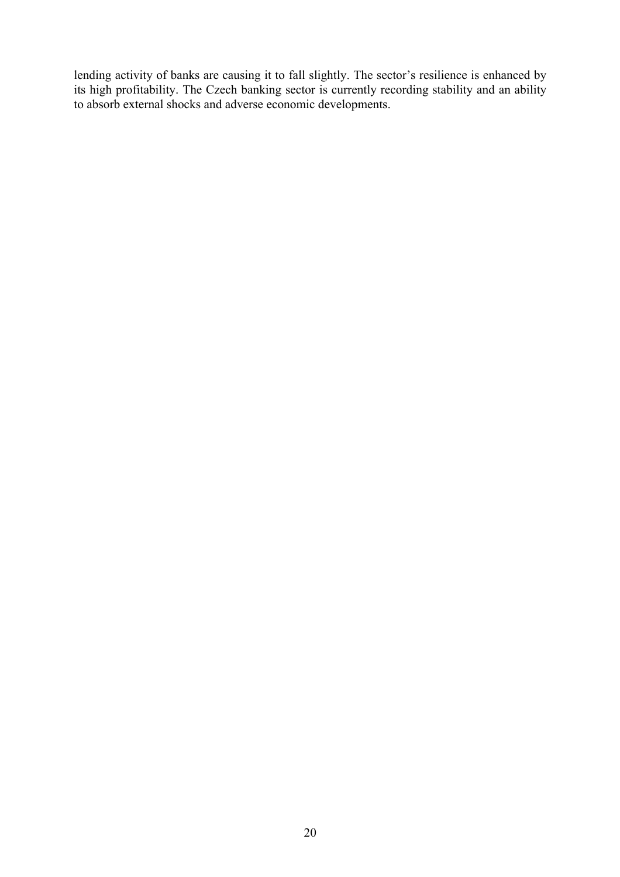lending activity of banks are causing it to fall slightly. The sector's resilience is enhanced by its high profitability. The Czech banking sector is currently recording stability and an ability to absorb external shocks and adverse economic developments.